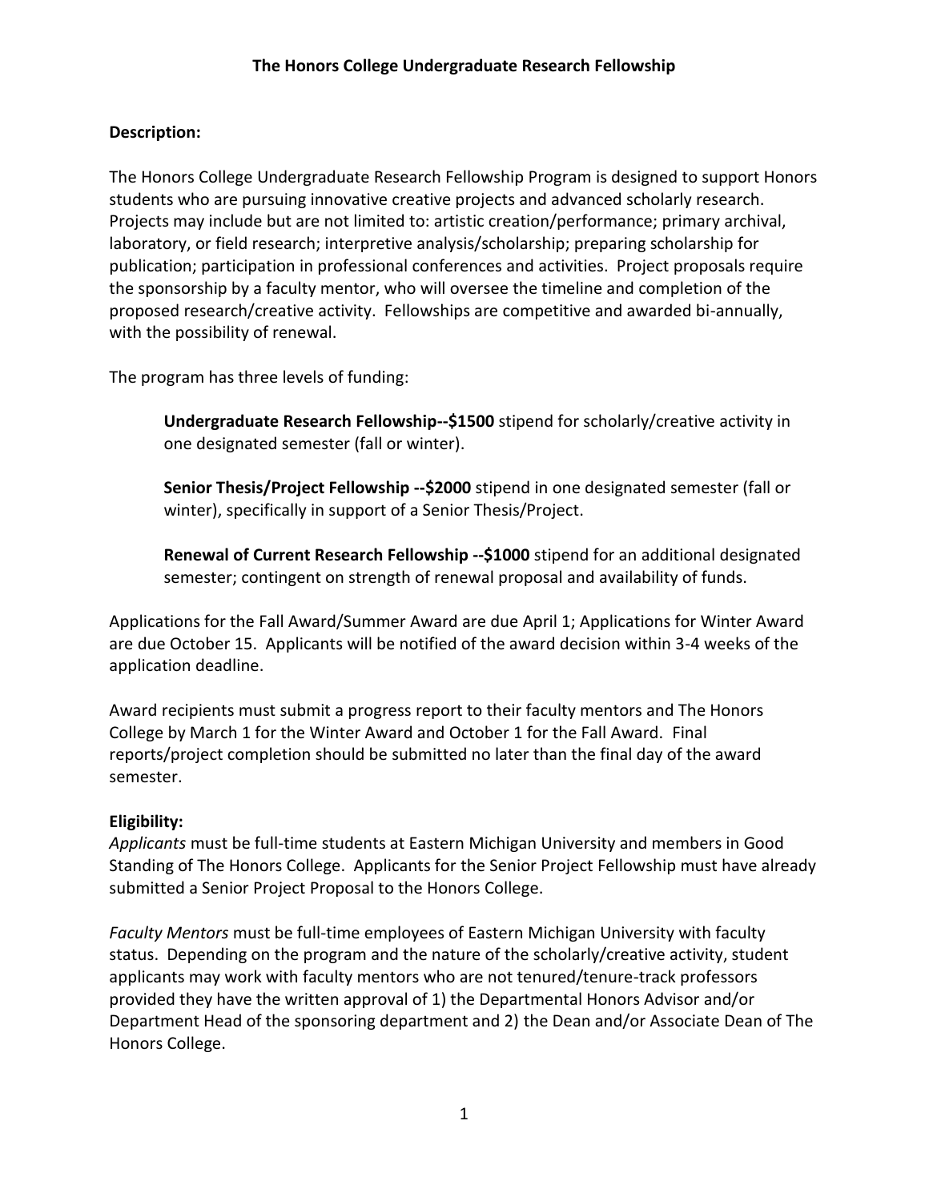# The Honors College Undergraduate Research Fellowship

**Description:**

The Honors College Undergraduate Research Fellowship Program is designed to support Honors students who are pursuing innovative creative projects and advanced scholarly research. Projects may include but are not limited to: artistic creation/performance; primary archival, laboratory, or field research; interpretive analysis/scholarship; preparing scholarship for publication; participation in professional conferences and activities. Project proposals require the sponsorship by a faculty mentor, who will oversee the timeline and completion of the proposed research/creative activity. Fellowships are competitive and awarded bi-annually, with the possibility of renewal.

The program has three levels of funding:

> **Undergraduate Research Fellowship--$1500** stipend for scholarly/creative activity in one designated semester (fall or winter).
>
> **Senior Thesis/Project Fellowship --$2000** stipend in one designated semester (fall or winter), specifically in support of a Senior Thesis/Project.
>
> **Renewal of Current Research Fellowship --$1000** stipend for an additional designated semester; contingent on strength of renewal proposal and availability of funds.

Applications for the Fall Award/Summer Award are due April 1; Applications for Winter Award are due October 15. Applicants will be notified of the award decision within 3-4 weeks of the application deadline.

Award recipients must submit a progress report to their faculty mentors and The Honors College by March 1 for the Winter Award and October 1 for the Fall Award. Final reports/project completion should be submitted no later than the final day of the award semester.

**Eligibility:**

*Applicants* must be full-time students at Eastern Michigan University and members in Good Standing of The Honors College. Applicants for the Senior Project Fellowship must have already submitted a Senior Project Proposal to the Honors College.

*Faculty Mentors* must be full-time employees of Eastern Michigan University with faculty status. Depending on the program and the nature of the scholarly/creative activity, student applicants may work with faculty mentors who are not tenured/tenure-track professors provided they have the written approval of 1) the Departmental Honors Advisor and/or Department Head of the sponsoring department and 2) the Dean and/or Associate Dean of The Honors College.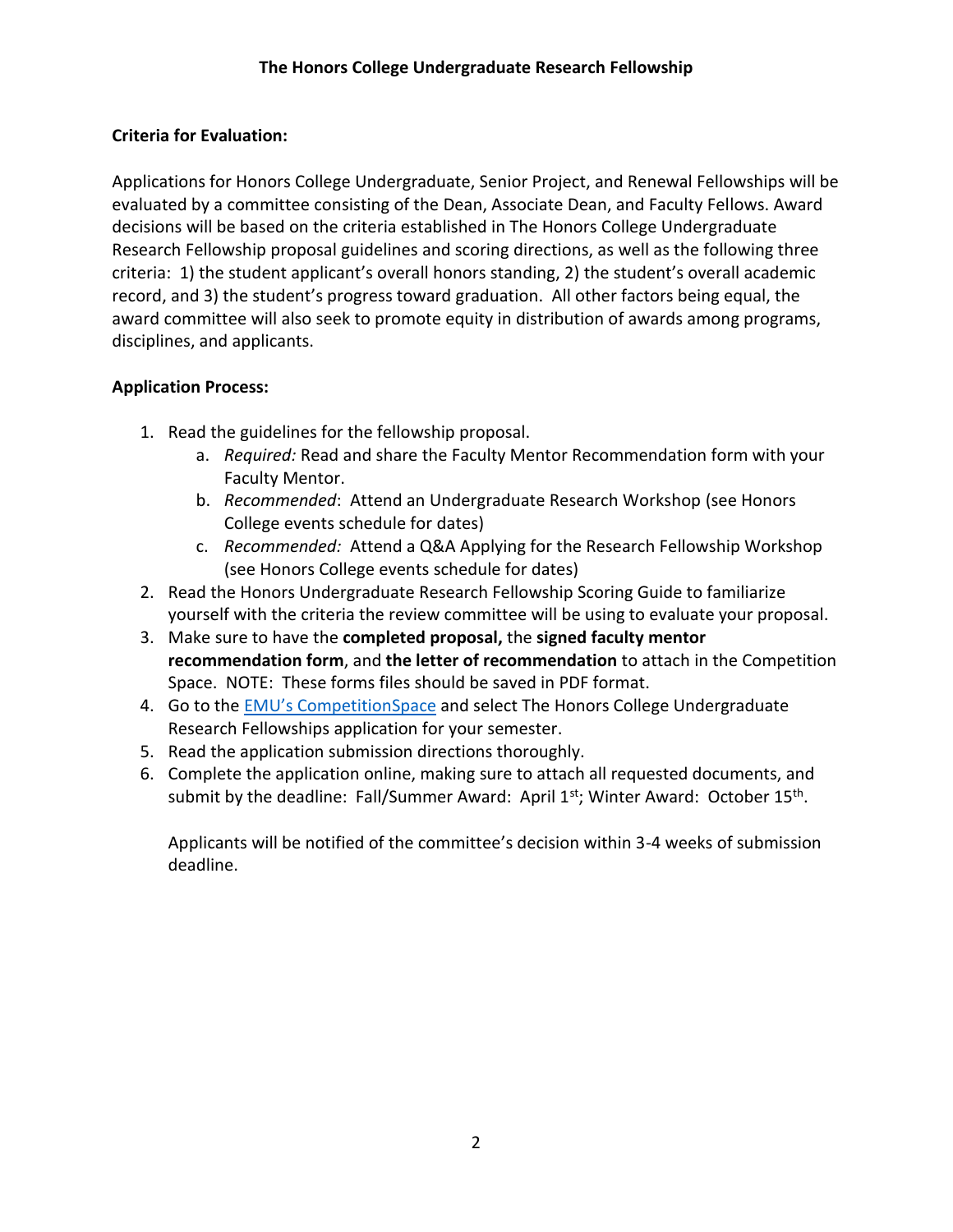**The Honors College Undergraduate Research Fellowship**

**Criteria for Evaluation:**

Applications for Honors College Undergraduate, Senior Project, and Renewal Fellowships will be evaluated by a committee consisting of the Dean, Associate Dean, and Faculty Fellows. Award decisions will be based on the criteria established in The Honors College Undergraduate Research Fellowship proposal guidelines and scoring directions, as well as the following three criteria: 1) the student applicant's overall honors standing, 2) the student's overall academic record, and 3) the student's progress toward graduation. All other factors being equal, the award committee will also seek to promote equity in distribution of awards among programs, disciplines, and applicants.

**Application Process:**

1. Read the guidelines for the fellowship proposal.
   a. *Required:* Read and share the Faculty Mentor Recommendation form with your Faculty Mentor.
   b. *Recommended*: Attend an Undergraduate Research Workshop (see Honors College events schedule for dates)
   c. *Recommended:* Attend a Q&A Applying for the Research Fellowship Workshop (see Honors College events schedule for dates)
2. Read the Honors Undergraduate Research Fellowship Scoring Guide to familiarize yourself with the criteria the review committee will be using to evaluate your proposal.
3. Make sure to have the **completed proposal,** the **signed faculty mentor recommendation form**, and **the letter of recommendation** to attach in the Competition Space. NOTE: These forms files should be saved in PDF format.
4. Go to the EMU's CompetitionSpace and select The Honors College Undergraduate Research Fellowships application for your semester.
5. Read the application submission directions thoroughly.
6. Complete the application online, making sure to attach all requested documents, and submit by the deadline: Fall/Summer Award: April 1st; Winter Award: October 15th.

   Applicants will be notified of the committee's decision within 3-4 weeks of submission deadline.